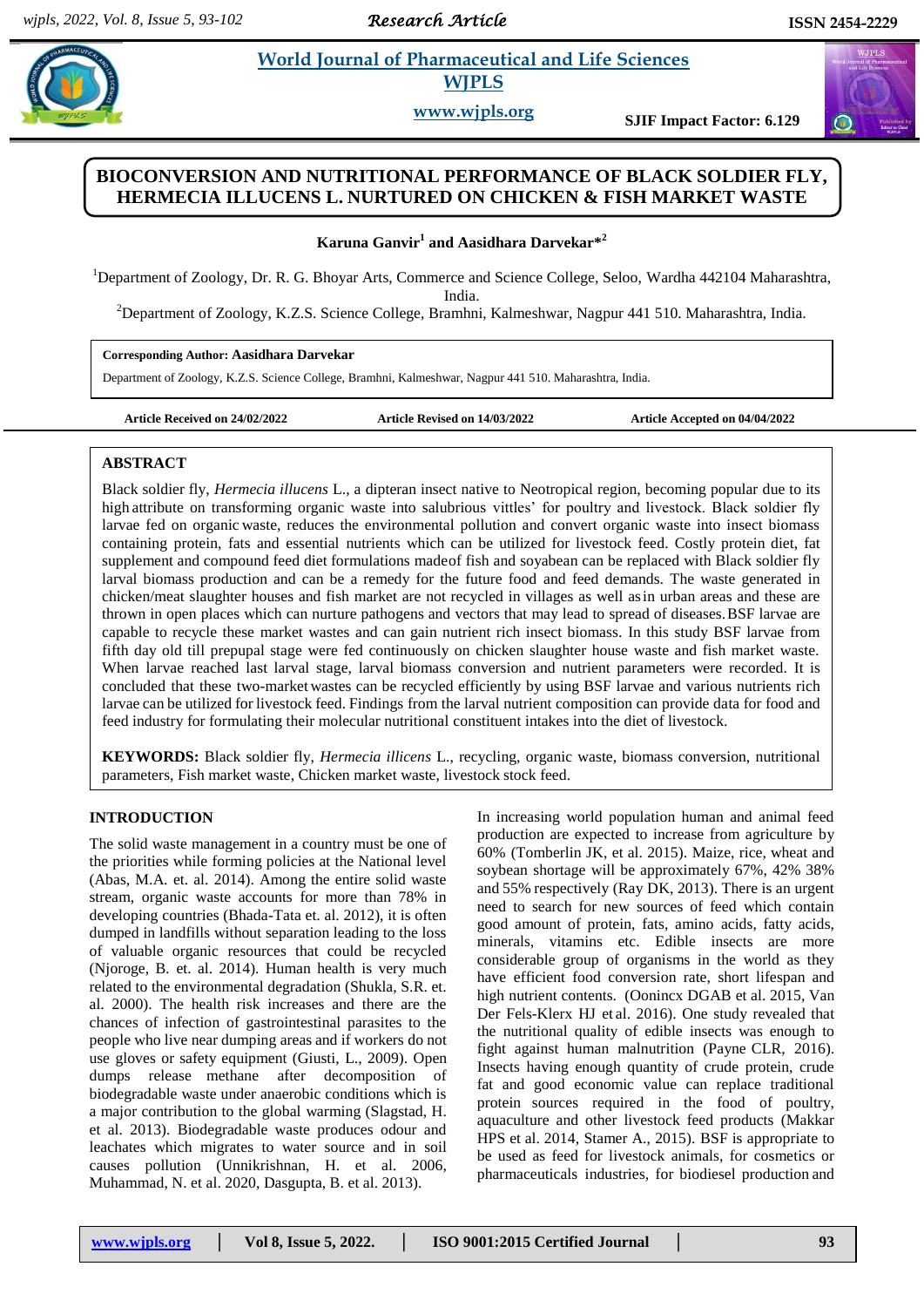# BIOCONVERSION AND NUTRITIONAL PERFORMANCE OF BLACK SOLDIER FLY, HERMECIA ILLUCENS L. NURTURED ON CHICKEN & FISH MARKET WASTE

**Karuna Ganvir[1] and Aasidhara Darvekar*[2]**

[1]Department of Zoology, Dr. R. G. Bhoyar Arts, Commerce and Science College, Seloo, Wardha 442104 Maharashtra, India.

[2]Department of Zoology, K.Z.S. Science College, Bramhni, Kalmeshwar, Nagpur 441 510. Maharashtra, India.

**Corresponding Author: Aasidhara Darvekar**

Department of Zoology, K.Z.S. Science College, Bramhni, Kalmeshwar, Nagpur 441 510. Maharashtra, India.

**Article Received on 24/02/2022** | **Article Revised on 14/03/2022** | **Article Accepted on 04/04/2022**

## ABSTRACT

Black soldier fly, *Hermecia illucens* L., a dipteran insect native to Neotropical region, becoming popular due to its high attribute on transforming organic waste into salubrious vittles' for poultry and livestock. Black soldier fly larvae fed on organic waste, reduces the environmental pollution and convert organic waste into insect biomass containing protein, fats and essential nutrients which can be utilized for livestock feed. Costly protein diet, fat supplement and compound feed diet formulations madeof fish and soyabean can be replaced with Black soldier fly larval biomass production and can be a remedy for the future food and feed demands. The waste generated in chicken/meat slaughter houses and fish market are not recycled in villages as well asin urban areas and these are thrown in open places which can nurture pathogens and vectors that may lead to spread of diseases. BSF larvae are capable to recycle these market wastes and can gain nutrient rich insect biomass. In this study BSF larvae from fifth day old till prepupal stage were fed continuously on chicken slaughter house waste and fish market waste. When larvae reached last larval stage, larval biomass conversion and nutrient parameters were recorded. It is concluded that these two-market wastes can be recycled efficiently by using BSF larvae and various nutrients rich larvae can be utilized for livestock feed. Findings from the larval nutrient composition can provide data for food and feed industry for formulating their molecular nutritional constituent intakes into the diet of livestock.

**KEYWORDS:** Black soldier fly, *Hermecia illicens* L., recycling, organic waste, biomass conversion, nutritional parameters, Fish market waste, Chicken market waste, livestock stock feed.

## INTRODUCTION

The solid waste management in a country must be one of the priorities while forming policies at the National level (Abas, M.A. et. al. 2014). Among the entire solid waste stream, organic waste accounts for more than 78% in developing countries (Bhada-Tata et. al. 2012), it is often dumped in landfills without separation leading to the loss of valuable organic resources that could be recycled (Njoroge, B. et. al. 2014). Human health is very much related to the environmental degradation (Shukla, S.R. et. al. 2000). The health risk increases and there are the chances of infection of gastrointestinal parasites to the people who live near dumping areas and if workers do not use gloves or safety equipment (Giusti, L., 2009). Open dumps release methane after decomposition of biodegradable waste under anaerobic conditions which is a major contribution to the global warming (Slagstad, H. et al. 2013). Biodegradable waste produces odour and leachates which migrates to water source and in soil causes pollution (Unnikrishnan, H. et al. 2006, Muhammad, N. et al. 2020, Dasgupta, B. et al. 2013).

In increasing world population human and animal feed production are expected to increase from agriculture by 60% (Tomberlin JK, et al. 2015). Maize, rice, wheat and soybean shortage will be approximately 67%, 42% 38% and 55% respectively (Ray DK, 2013). There is an urgent need to search for new sources of feed which contain good amount of protein, fats, amino acids, fatty acids, minerals, vitamins etc. Edible insects are more considerable group of organisms in the world as they have efficient food conversion rate, short lifespan and high nutrient contents. (Oonincx DGAB et al. 2015, Van Der Fels-Klerx HJ et al. 2016). One study revealed that the nutritional quality of edible insects was enough to fight against human malnutrition (Payne CLR, 2016). Insects having enough quantity of crude protein, crude fat and good economic value can replace traditional protein sources required in the food of poultry, aquaculture and other livestock feed products (Makkar HPS et al. 2014, Stamer A., 2015). BSF is appropriate to be used as feed for livestock animals, for cosmetics or pharmaceuticals industries, for biodiesel production and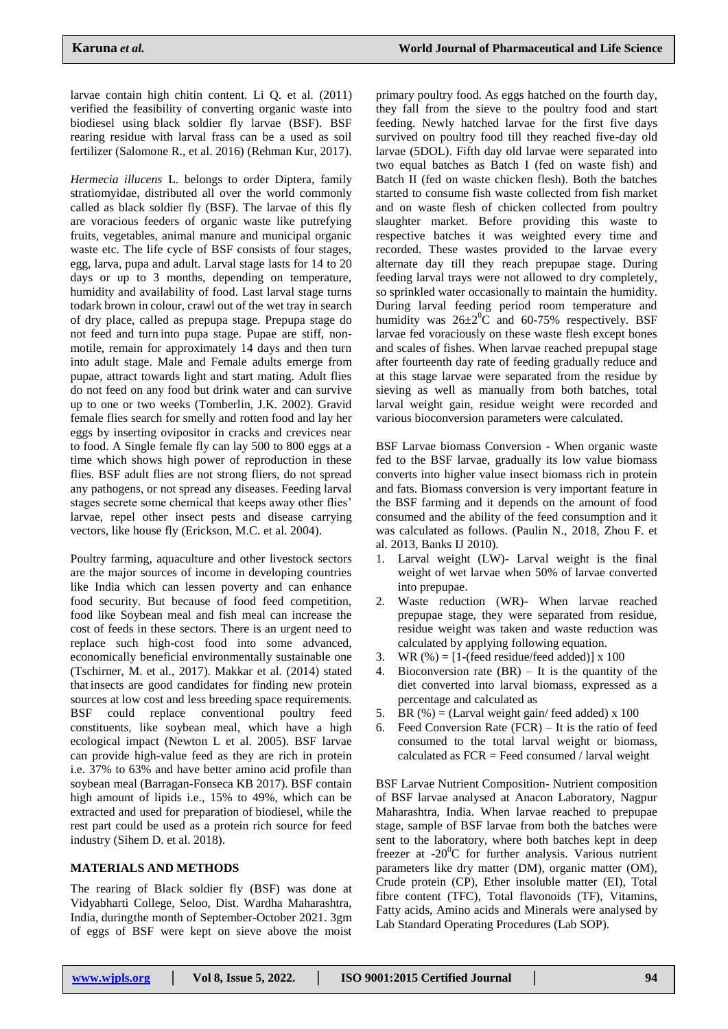larvae contain high chitin content. Li Q. et al. (2011) verified the feasibility of converting organic waste into biodiesel using black soldier fly larvae (BSF). BSF rearing residue with larval frass can be a used as soil fertilizer (Salomone R., et al. 2016) (Rehman Kur, 2017).

*Hermecia illucens* L. belongs to order Diptera, family stratiomyidae, distributed all over the world commonly called as black soldier fly (BSF). The larvae of this fly are voracious feeders of organic waste like putrefying fruits, vegetables, animal manure and municipal organic waste etc. The life cycle of BSF consists of four stages, egg, larva, pupa and adult. Larval stage lasts for 14 to 20 days or up to 3 months, depending on temperature, humidity and availability of food. Last larval stage turns todark brown in colour, crawl out of the wet tray in search of dry place, called as prepupa stage. Prepupa stage do not feed and turn into pupa stage. Pupae are stiff, non-motile, remain for approximately 14 days and then turn into adult stage. Male and Female adults emerge from pupae, attract towards light and start mating. Adult flies do not feed on any food but drink water and can survive up to one or two weeks (Tomberlin, J.K. 2002). Gravid female flies search for smelly and rotten food and lay her eggs by inserting ovipositor in cracks and crevices near to food. A Single female fly can lay 500 to 800 eggs at a time which shows high power of reproduction in these flies. BSF adult flies are not strong fliers, do not spread any pathogens, or not spread any diseases. Feeding larval stages secrete some chemical that keeps away other flies' larvae, repel other insect pests and disease carrying vectors, like house fly (Erickson, M.C. et al. 2004).

Poultry farming, aquaculture and other livestock sectors are the major sources of income in developing countries like India which can lessen poverty and can enhance food security. But because of food feed competition, food like Soybean meal and fish meal can increase the cost of feeds in these sectors. There is an urgent need to replace such high-cost food into some advanced, economically beneficial environmentally sustainable one (Tschirner, M. et al., 2017). Makkar et al. (2014) stated that insects are good candidates for finding new protein sources at low cost and less breeding space requirements. BSF could replace conventional poultry feed constituents, like soybean meal, which have a high ecological impact (Newton L et al. 2005). BSF larvae can provide high-value feed as they are rich in protein i.e. 37% to 63% and have better amino acid profile than soybean meal (Barragan-Fonseca KB 2017). BSF contain high amount of lipids i.e., 15% to 49%, which can be extracted and used for preparation of biodiesel, while the rest part could be used as a protein rich source for feed industry (Sihem D. et al. 2018).

## MATERIALS AND METHODS

The rearing of Black soldier fly (BSF) was done at Vidyabharti College, Seloo, Dist. Wardha Maharashtra, India, duringthe month of September-October 2021. 3gm of eggs of BSF were kept on sieve above the moist primary poultry food. As eggs hatched on the fourth day, they fall from the sieve to the poultry food and start feeding. Newly hatched larvae for the first five days survived on poultry food till they reached five-day old larvae (5DOL). Fifth day old larvae were separated into two equal batches as Batch I (fed on waste fish) and Batch II (fed on waste chicken flesh). Both the batches started to consume fish waste collected from fish market and on waste flesh of chicken collected from poultry slaughter market. Before providing this waste to respective batches it was weighted every time and recorded. These wastes provided to the larvae every alternate day till they reach prepupae stage. During feeding larval trays were not allowed to dry completely, so sprinkled water occasionally to maintain the humidity. During larval feeding period room temperature and humidity was $26\pm2^0$C and 60-75% respectively. BSF larvae fed voraciously on these waste flesh except bones and scales of fishes. When larvae reached prepupal stage after fourteenth day rate of feeding gradually reduce and at this stage larvae were separated from the residue by sieving as well as manually from both batches, total larval weight gain, residue weight were recorded and various bioconversion parameters were calculated.

BSF Larvae biomass Conversion - When organic waste fed to the BSF larvae, gradually its low value biomass converts into higher value insect biomass rich in protein and fats. Biomass conversion is very important feature in the BSF farming and it depends on the amount of food consumed and the ability of the feed consumption and it was calculated as follows. (Paulin N., 2018, Zhou F. et al. 2013, Banks IJ 2010).

1. Larval weight (LW)- Larval weight is the final weight of wet larvae when 50% of larvae converted into prepupae.
2. Waste reduction (WR)- When larvae reached prepupae stage, they were separated from residue, residue weight was taken and waste reduction was calculated by applying following equation.
3. WR (%) = [1-(feed residue/feed added)] x 100
4. Bioconversion rate (BR) – It is the quantity of the diet converted into larval biomass, expressed as a percentage and calculated as
5. BR (%) = (Larval weight gain/ feed added) x 100
6. Feed Conversion Rate (FCR) – It is the ratio of feed consumed to the total larval weight or biomass, calculated as FCR = Feed consumed / larval weight

BSF Larvae Nutrient Composition- Nutrient composition of BSF larvae analysed at Anacon Laboratory, Nagpur Maharashtra, India. When larvae reached to prepupae stage, sample of BSF larvae from both the batches were sent to the laboratory, where both batches kept in deep freezer at $-20^0$C for further analysis. Various nutrient parameters like dry matter (DM), organic matter (OM), Crude protein (CP), Ether insoluble matter (EI), Total fibre content (TFC), Total flavonoids (TF), Vitamins, Fatty acids, Amino acids and Minerals were analysed by Lab Standard Operating Procedures (Lab SOP).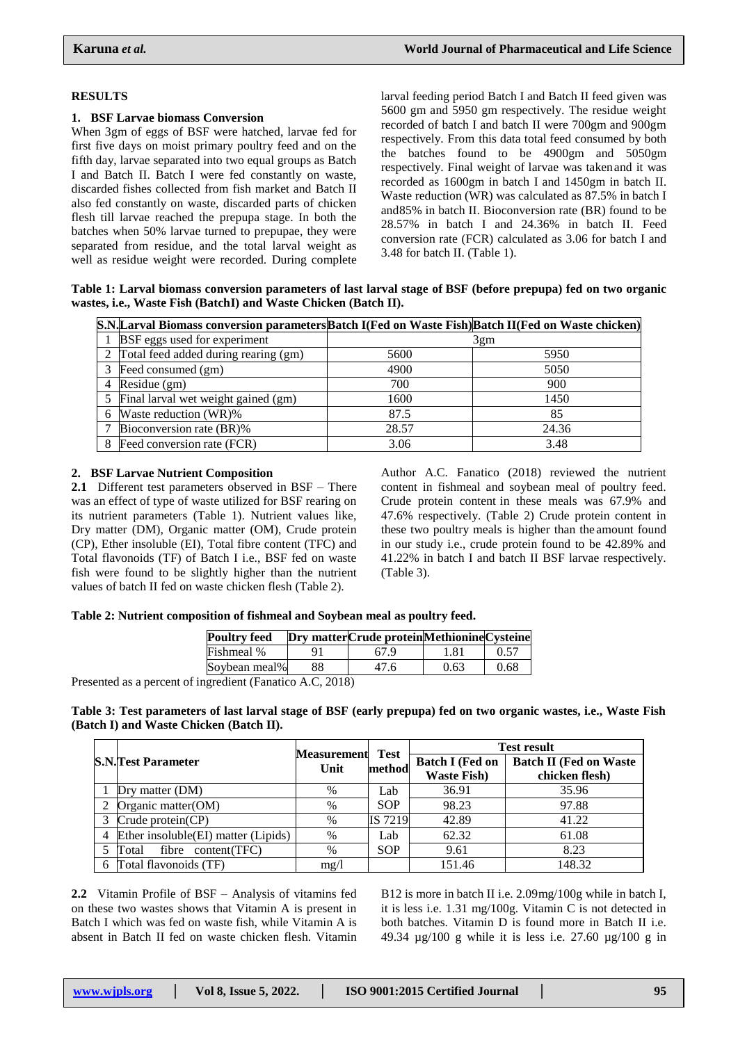## RESULTS

### 1. BSF Larvae biomass Conversion

When 3gm of eggs of BSF were hatched, larvae fed for first five days on moist primary poultry feed and on the fifth day, larvae separated into two equal groups as Batch I and Batch II. Batch I were fed constantly on waste, discarded fishes collected from fish market and Batch II also fed constantly on waste, discarded parts of chicken flesh till larvae reached the prepupa stage. In both the batches when 50% larvae turned to prepupae, they were separated from residue, and the total larval weight as well as residue weight were recorded. During complete larval feeding period Batch I and Batch II feed given was 5600 gm and 5950 gm respectively. The residue weight recorded of batch I and batch II were 700gm and 900gm respectively. From this data total feed consumed by both the batches found to be 4900gm and 5050gm respectively. Final weight of larvae was taken and it was recorded as 1600gm in batch I and 1450gm in batch II. Waste reduction (WR) was calculated as 87.5% in batch I and85% in batch II. Bioconversion rate (BR) found to be 28.57% in batch I and 24.36% in batch II. Feed conversion rate (FCR) calculated as 3.06 for batch I and 3.48 for batch II. (Table 1).

**Table 1: Larval biomass conversion parameters of last larval stage of BSF (before prepupa) fed on two organic wastes, i.e., Waste Fish (BatchI) and Waste Chicken (Batch II).**

| S.N. | Larval Biomass conversion parameters | Batch I(Fed on Waste Fish) | Batch II(Fed on Waste chicken) |
|---|---|---|---|
| 1 | BSF eggs used for experiment | 3gm | |
| 2 | Total feed added during rearing (gm) | 5600 | 5950 |
| 3 | Feed consumed (gm) | 4900 | 5050 |
| 4 | Residue (gm) | 700 | 900 |
| 5 | Final larval wet weight gained (gm) | 1600 | 1450 |
| 6 | Waste reduction (WR)% | 87.5 | 85 |
| 7 | Bioconversion rate (BR)% | 28.57 | 24.36 |
| 8 | Feed conversion rate (FCR) | 3.06 | 3.48 |

### 2. BSF Larvae Nutrient Composition

**2.1** Different test parameters observed in BSF – There was an effect of type of waste utilized for BSF rearing on its nutrient parameters (Table 1). Nutrient values like, Dry matter (DM), Organic matter (OM), Crude protein (CP), Ether insoluble (EI), Total fibre content (TFC) and Total flavonoids (TF) of Batch I i.e., BSF fed on waste fish were found to be slightly higher than the nutrient values of batch II fed on waste chicken flesh (Table 2).

Author A.C. Fanatico (2018) reviewed the nutrient content in fishmeal and soybean meal of poultry feed. Crude protein content in these meals was 67.9% and 47.6% respectively. (Table 2) Crude protein content in these two poultry meals is higher than the amount found in our study i.e., crude protein found to be 42.89% and 41.22% in batch I and batch II BSF larvae respectively. (Table 3).

**Table 2: Nutrient composition of fishmeal and Soybean meal as poultry feed.**

| Poultry feed | Dry matter | Crude protein | Methionine | Cysteine |
|---|---|---|---|---|
| Fishmeal % | 91 | 67.9 | 1.81 | 0.57 |
| Soybean meal% | 88 | 47.6 | 0.63 | 0.68 |

Presented as a percent of ingredient (Fanatico A.C, 2018)

**Table 3: Test parameters of last larval stage of BSF (early prepupa) fed on two organic wastes, i.e., Waste Fish (Batch I) and Waste Chicken (Batch II).**

| S.N. | Test Parameter | Measurement Unit | Test method | Test result | |
|---|---|---|---|---|---|
| | | | | Batch I (Fed on Waste Fish) | Batch II (Fed on Waste chicken flesh) |
| 1 | Dry matter (DM) | % | Lab | 36.91 | 35.96 |
| 2 | Organic matter(OM) | % | SOP | 98.23 | 97.88 |
| 3 | Crude protein(CP) | % | IS 7219 | 42.89 | 41.22 |
| 4 | Ether insoluble(EI) matter (Lipids) | % | Lab | 62.32 | 61.08 |
| 5 | Total fibre content(TFC) | % | SOP | 9.61 | 8.23 |
| 6 | Total flavonoids (TF) | mg/l | | 151.46 | 148.32 |

**2.2** Vitamin Profile of BSF – Analysis of vitamins fed on these two wastes shows that Vitamin A is present in Batch I which was fed on waste fish, while Vitamin A is absent in Batch II fed on waste chicken flesh. Vitamin B12 is more in batch II i.e. 2.09mg/100g while in batch I, it is less i.e. 1.31 mg/100g. Vitamin C is not detected in both batches. Vitamin D is found more in Batch II i.e. 49.34 µg/100 g while it is less i.e. 27.60 µg/100 g in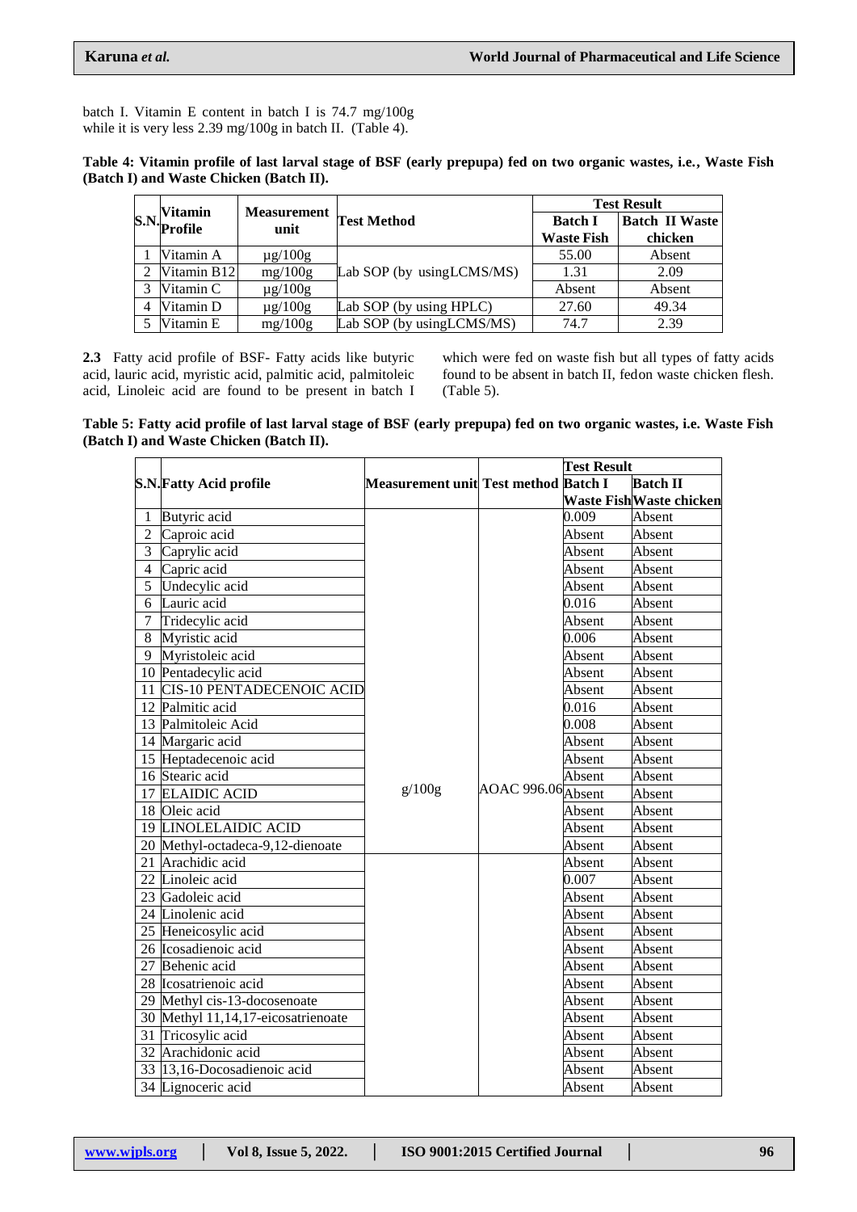batch I. Vitamin E content in batch I is 74.7 mg/100g while it is very less 2.39 mg/100g in batch II. (Table 4).

**Table 4: Vitamin profile of last larval stage of BSF (early prepupa) fed on two organic wastes, i.e., Waste Fish (Batch I) and Waste Chicken (Batch II).**

| S.N. | Vitamin Profile | Measurement unit | Test Method | Test Result | |
|---|---|---|---|---|---|
| | | | | Batch I Waste Fish | Batch II Waste chicken |
| 1 | Vitamin A | µg/100g | Lab SOP (by usingLCMS/MS) | 55.00 | Absent |
| 2 | Vitamin B12 | mg/100g | | 1.31 | 2.09 |
| 3 | Vitamin C | µg/100g | | Absent | Absent |
| 4 | Vitamin D | µg/100g | Lab SOP (by using HPLC) | 27.60 | 49.34 |
| 5 | Vitamin E | mg/100g | Lab SOP (by usingLCMS/MS) | 74.7 | 2.39 |

**2.3** Fatty acid profile of BSF- Fatty acids like butyric acid, lauric acid, myristic acid, palmitic acid, palmitoleic acid, Linoleic acid are found to be present in batch I which were fed on waste fish but all types of fatty acids found to be absent in batch II, fedon waste chicken flesh. (Table 5).

**Table 5: Fatty acid profile of last larval stage of BSF (early prepupa) fed on two organic wastes, i.e. Waste Fish (Batch I) and Waste Chicken (Batch II).**

| S.N. | Fatty Acid profile | Measurement unit | Test method | Test Result | |
|---|---|---|---|---|---|
| | | | | Batch I Waste Fish | Batch II Waste chicken |
| 1 | Butyric acid | g/100g | AOAC 996.06 | 0.009 | Absent |
| 2 | Caproic acid | | | Absent | Absent |
| 3 | Caprylic acid | | | Absent | Absent |
| 4 | Capric acid | | | Absent | Absent |
| 5 | Undecylic acid | | | Absent | Absent |
| 6 | Lauric acid | | | 0.016 | Absent |
| 7 | Tridecylic acid | | | Absent | Absent |
| 8 | Myristic acid | | | 0.006 | Absent |
| 9 | Myristoleic acid | | | Absent | Absent |
| 10 | Pentadecylic acid | | | Absent | Absent |
| 11 | CIS-10 PENTADECENOIC ACID | | | Absent | Absent |
| 12 | Palmitic acid | | | 0.016 | Absent |
| 13 | Palmitoleic Acid | | | 0.008 | Absent |
| 14 | Margaric acid | | | Absent | Absent |
| 15 | Heptadecenoic acid | | | Absent | Absent |
| 16 | Stearic acid | | | Absent | Absent |
| 17 | ELAIDIC ACID | | | Absent | Absent |
| 18 | Oleic acid | | | Absent | Absent |
| 19 | LINOLELAIDIC ACID | | | Absent | Absent |
| 20 | Methyl-octadeca-9,12-dienoate | | | Absent | Absent |
| 21 | Arachidic acid | | | Absent | Absent |
| 22 | Linoleic acid | | | 0.007 | Absent |
| 23 | Gadoleic acid | | | Absent | Absent |
| 24 | Linolenic acid | | | Absent | Absent |
| 25 | Heneicosylic acid | | | Absent | Absent |
| 26 | Icosadienoic acid | | | Absent | Absent |
| 27 | Behenic acid | | | Absent | Absent |
| 28 | Icosatrienoic acid | | | Absent | Absent |
| 29 | Methyl cis-13-docosenoate | | | Absent | Absent |
| 30 | Methyl 11,14,17-eicosatrienoate | | | Absent | Absent |
| 31 | Tricosylic acid | | | Absent | Absent |
| 32 | Arachidonic acid | | | Absent | Absent |
| 33 | 13,16-Docosadienoic acid | | | Absent | Absent |
| 34 | Lignoceric acid | | | Absent | Absent |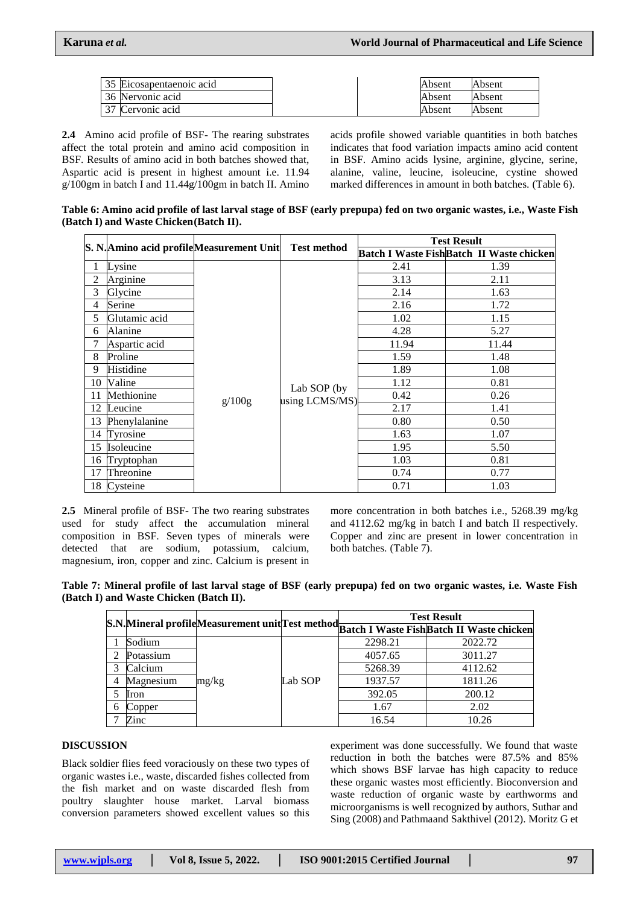| 35 | Eicosapentaenoic acid | | | Absent | Absent |
|---|---|---|---|---|---|
| 36 | Nervonic acid | | | Absent | Absent |
| 37 | Cervonic acid | | | Absent | Absent |

**2.4** Amino acid profile of BSF- The rearing substrates affect the total protein and amino acid composition in BSF. Results of amino acid in both batches showed that, Aspartic acid is present in highest amount i.e. 11.94 g/100gm in batch I and 11.44g/100gm in batch II. Amino acids profile showed variable quantities in both batches indicates that food variation impacts amino acid content in BSF. Amino acids lysine, arginine, glycine, serine, alanine, valine, leucine, isoleucine, cystine showed marked differences in amount in both batches. (Table 6).

**Table 6: Amino acid profile of last larval stage of BSF (early prepupa) fed on two organic wastes, i.e., Waste Fish (Batch I) and Waste Chicken(Batch II).**

| S. N. | Amino acid profile | Measurement Unit | Test method | Test Result | |
|---|---|---|---|---|---|
| | | | | Batch I Waste Fish | Batch II Waste chicken |
| 1 | Lysine | g/100g | Lab SOP (by using LCMS/MS) | 2.41 | 1.39 |
| 2 | Arginine | | | 3.13 | 2.11 |
| 3 | Glycine | | | 2.14 | 1.63 |
| 4 | Serine | | | 2.16 | 1.72 |
| 5 | Glutamic acid | | | 1.02 | 1.15 |
| 6 | Alanine | | | 4.28 | 5.27 |
| 7 | Aspartic acid | | | 11.94 | 11.44 |
| 8 | Proline | | | 1.59 | 1.48 |
| 9 | Histidine | | | 1.89 | 1.08 |
| 10 | Valine | | | 1.12 | 0.81 |
| 11 | Methionine | | | 0.42 | 0.26 |
| 12 | Leucine | | | 2.17 | 1.41 |
| 13 | Phenylalanine | | | 0.80 | 0.50 |
| 14 | Tyrosine | | | 1.63 | 1.07 |
| 15 | Isoleucine | | | 1.95 | 5.50 |
| 16 | Tryptophan | | | 1.03 | 0.81 |
| 17 | Threonine | | | 0.74 | 0.77 |
| 18 | Cysteine | | | 0.71 | 1.03 |

**2.5** Mineral profile of BSF- The two rearing substrates used for study affect the accumulation mineral composition in BSF. Seven types of minerals were detected that are sodium, potassium, calcium, magnesium, iron, copper and zinc. Calcium is present in more concentration in both batches i.e., 5268.39 mg/kg and 4112.62 mg/kg in batch I and batch II respectively. Copper and zinc are present in lower concentration in both batches. (Table 7).

**Table 7: Mineral profile of last larval stage of BSF (early prepupa) fed on two organic wastes, i.e. Waste Fish (Batch I) and Waste Chicken (Batch II).**

| S.N. | Mineral profile | Measurement unit | Test method | Test Result | |
|---|---|---|---|---|---|
| | | | | Batch I Waste Fish | Batch II Waste chicken |
| 1 | Sodium | mg/kg | Lab SOP | 2298.21 | 2022.72 |
| 2 | Potassium | | | 4057.65 | 3011.27 |
| 3 | Calcium | | | 5268.39 | 4112.62 |
| 4 | Magnesium | | | 1937.57 | 1811.26 |
| 5 | Iron | | | 392.05 | 200.12 |
| 6 | Copper | | | 1.67 | 2.02 |
| 7 | Zinc | | | 16.54 | 10.26 |

## DISCUSSION

Black soldier flies feed voraciously on these two types of organic wastes i.e., waste, discarded fishes collected from the fish market and on waste discarded flesh from poultry slaughter house market. Larval biomass conversion parameters showed excellent values so this experiment was done successfully. We found that waste reduction in both the batches were 87.5% and 85% which shows BSF larvae has high capacity to reduce these organic wastes most efficiently. Bioconversion and waste reduction of organic waste by earthworms and microorganisms is well recognized by authors, Suthar and Sing (2008) and Pathmaand Sakthivel (2012). Moritz G et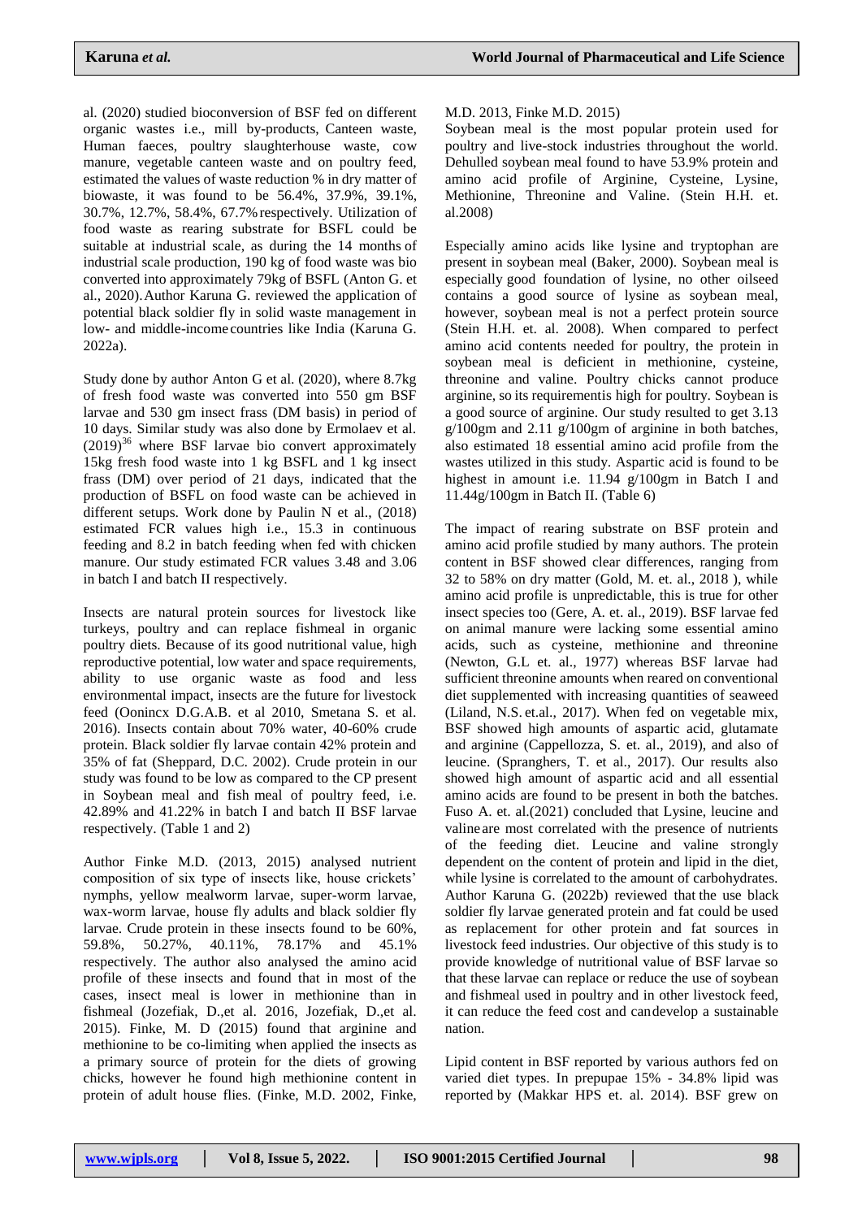al. (2020) studied bioconversion of BSF fed on different organic wastes i.e., mill by-products, Canteen waste, Human faeces, poultry slaughterhouse waste, cow manure, vegetable canteen waste and on poultry feed, estimated the values of waste reduction % in dry matter of biowaste, it was found to be 56.4%, 37.9%, 39.1%, 30.7%, 12.7%, 58.4%, 67.7% respectively. Utilization of food waste as rearing substrate for BSFL could be suitable at industrial scale, as during the 14 months of industrial scale production, 190 kg of food waste was bio converted into approximately 79kg of BSFL (Anton G. et al., 2020). Author Karuna G. reviewed the application of potential black soldier fly in solid waste management in low- and middle-income countries like India (Karuna G. 2022a).

Study done by author Anton G et al. (2020), where 8.7kg of fresh food waste was converted into 550 gm BSF larvae and 530 gm insect frass (DM basis) in period of 10 days. Similar study was also done by Ermolaev et al. (2019)[36] where BSF larvae bio convert approximately 15kg fresh food waste into 1 kg BSFL and 1 kg insect frass (DM) over period of 21 days, indicated that the production of BSFL on food waste can be achieved in different setups. Work done by Paulin N et al., (2018) estimated FCR values high i.e., 15.3 in continuous feeding and 8.2 in batch feeding when fed with chicken manure. Our study estimated FCR values 3.48 and 3.06 in batch I and batch II respectively.

Insects are natural protein sources for livestock like turkeys, poultry and can replace fishmeal in organic poultry diets. Because of its good nutritional value, high reproductive potential, low water and space requirements, ability to use organic waste as food and less environmental impact, insects are the future for livestock feed (Oonincx D.G.A.B. et al 2010, Smetana S. et al. 2016). Insects contain about 70% water, 40-60% crude protein. Black soldier fly larvae contain 42% protein and 35% of fat (Sheppard, D.C. 2002). Crude protein in our study was found to be low as compared to the CP present in Soybean meal and fish meal of poultry feed, i.e. 42.89% and 41.22% in batch I and batch II BSF larvae respectively. (Table 1 and 2)

Author Finke M.D. (2013, 2015) analysed nutrient composition of six type of insects like, house crickets' nymphs, yellow mealworm larvae, super-worm larvae, wax-worm larvae, house fly adults and black soldier fly larvae. Crude protein in these insects found to be 60%, 59.8%, 50.27%, 40.11%, 78.17% and 45.1% respectively. The author also analysed the amino acid profile of these insects and found that in most of the cases, insect meal is lower in methionine than in fishmeal (Jozefiak, D.,et al. 2016, Jozefiak, D.,et al. 2015). Finke, M. D (2015) found that arginine and methionine to be co-limiting when applied the insects as a primary source of protein for the diets of growing chicks, however he found high methionine content in protein of adult house flies. (Finke, M.D. 2002, Finke, M.D. 2013, Finke M.D. 2015)

Soybean meal is the most popular protein used for poultry and live-stock industries throughout the world. Dehulled soybean meal found to have 53.9% protein and amino acid profile of Arginine, Cysteine, Lysine, Methionine, Threonine and Valine. (Stein H.H. et. al.2008)

Especially amino acids like lysine and tryptophan are present in soybean meal (Baker, 2000). Soybean meal is especially good foundation of lysine, no other oilseed contains a good source of lysine as soybean meal, however, soybean meal is not a perfect protein source (Stein H.H. et. al. 2008). When compared to perfect amino acid contents needed for poultry, the protein in soybean meal is deficient in methionine, cysteine, threonine and valine. Poultry chicks cannot produce arginine, so its requirementis high for poultry. Soybean is a good source of arginine. Our study resulted to get 3.13 g/100gm and 2.11 g/100gm of arginine in both batches, also estimated 18 essential amino acid profile from the wastes utilized in this study. Aspartic acid is found to be highest in amount i.e. 11.94 g/100gm in Batch I and 11.44g/100gm in Batch II. (Table 6)

The impact of rearing substrate on BSF protein and amino acid profile studied by many authors. The protein content in BSF showed clear differences, ranging from 32 to 58% on dry matter (Gold, M. et. al., 2018 ), while amino acid profile is unpredictable, this is true for other insect species too (Gere, A. et. al., 2019). BSF larvae fed on animal manure were lacking some essential amino acids, such as cysteine, methionine and threonine (Newton, G.L et. al., 1977) whereas BSF larvae had sufficient threonine amounts when reared on conventional diet supplemented with increasing quantities of seaweed (Liland, N.S. et.al., 2017). When fed on vegetable mix, BSF showed high amounts of aspartic acid, glutamate and arginine (Cappellozza, S. et. al., 2019), and also of leucine. (Spranghers, T. et al., 2017). Our results also showed high amount of aspartic acid and all essential amino acids are found to be present in both the batches. Fuso A. et. al.(2021) concluded that Lysine, leucine and valine are most correlated with the presence of nutrients of the feeding diet. Leucine and valine strongly dependent on the content of protein and lipid in the diet, while lysine is correlated to the amount of carbohydrates. Author Karuna G. (2022b) reviewed that the use black soldier fly larvae generated protein and fat could be used as replacement for other protein and fat sources in livestock feed industries. Our objective of this study is to provide knowledge of nutritional value of BSF larvae so that these larvae can replace or reduce the use of soybean and fishmeal used in poultry and in other livestock feed, it can reduce the feed cost and candevelop a sustainable nation.

Lipid content in BSF reported by various authors fed on varied diet types. In prepupae 15% - 34.8% lipid was reported by (Makkar HPS et. al. 2014). BSF grew on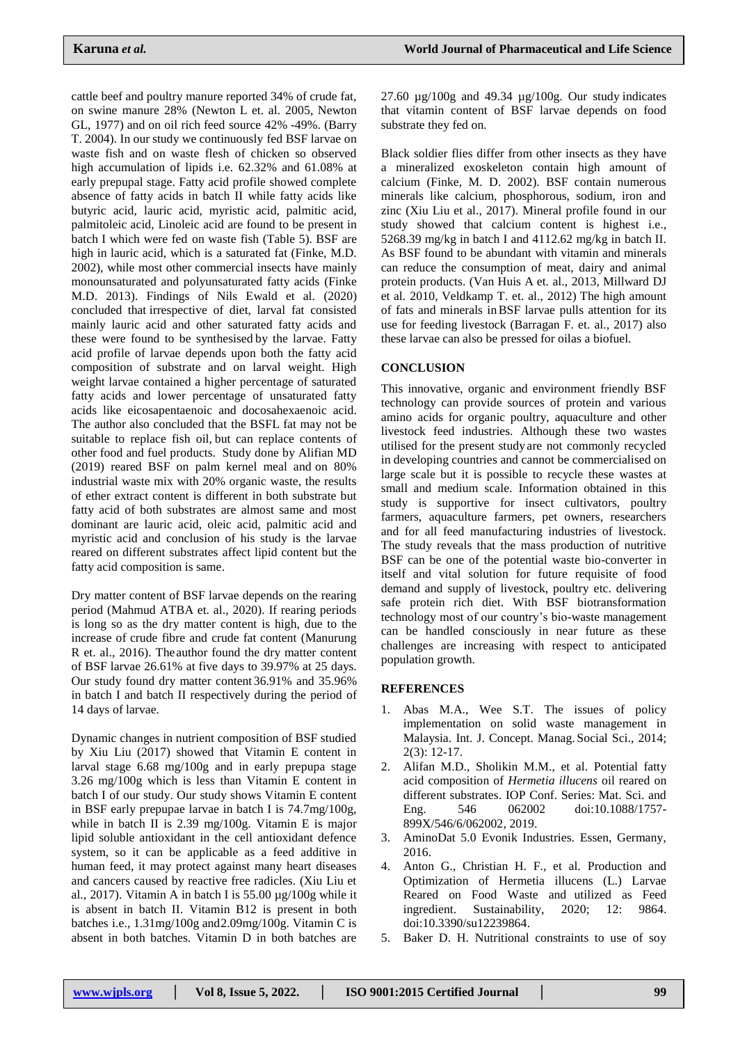cattle beef and poultry manure reported 34% of crude fat, on swine manure 28% (Newton L et. al. 2005, Newton GL, 1977) and on oil rich feed source 42% -49%. (Barry T. 2004). In our study we continuously fed BSF larvae on waste fish and on waste flesh of chicken so observed high accumulation of lipids i.e. 62.32% and 61.08% at early prepupal stage. Fatty acid profile showed complete absence of fatty acids in batch II while fatty acids like butyric acid, lauric acid, myristic acid, palmitic acid, palmitoleic acid, Linoleic acid are found to be present in batch I which were fed on waste fish (Table 5). BSF are high in lauric acid, which is a saturated fat (Finke, M.D. 2002), while most other commercial insects have mainly monounsaturated and polyunsaturated fatty acids (Finke M.D. 2013). Findings of Nils Ewald et al. (2020) concluded that irrespective of diet, larval fat consisted mainly lauric acid and other saturated fatty acids and these were found to be synthesised by the larvae. Fatty acid profile of larvae depends upon both the fatty acid composition of substrate and on larval weight. High weight larvae contained a higher percentage of saturated fatty acids and lower percentage of unsaturated fatty acids like eicosapentaenoic and docosahexaenoic acid. The author also concluded that the BSFL fat may not be suitable to replace fish oil, but can replace contents of other food and fuel products. Study done by Alifian MD (2019) reared BSF on palm kernel meal and on 80% industrial waste mix with 20% organic waste, the results of ether extract content is different in both substrate but fatty acid of both substrates are almost same and most dominant are lauric acid, oleic acid, palmitic acid and myristic acid and conclusion of his study is the larvae reared on different substrates affect lipid content but the fatty acid composition is same.

Dry matter content of BSF larvae depends on the rearing period (Mahmud ATBA et. al., 2020). If rearing periods is long so as the dry matter content is high, due to the increase of crude fibre and crude fat content (Manurung R et. al., 2016). The author found the dry matter content of BSF larvae 26.61% at five days to 39.97% at 25 days. Our study found dry matter content 36.91% and 35.96% in batch I and batch II respectively during the period of 14 days of larvae.

Dynamic changes in nutrient composition of BSF studied by Xiu Liu (2017) showed that Vitamin E content in larval stage 6.68 mg/100g and in early prepupa stage 3.26 mg/100g which is less than Vitamin E content in batch I of our study. Our study shows Vitamin E content in BSF early prepupae larvae in batch I is 74.7mg/100g, while in batch II is 2.39 mg/100g. Vitamin E is major lipid soluble antioxidant in the cell antioxidant defence system, so it can be applicable as a feed additive in human feed, it may protect against many heart diseases and cancers caused by reactive free radicles. (Xiu Liu et al., 2017). Vitamin A in batch I is 55.00 µg/100g while it is absent in batch II. Vitamin B12 is present in both batches i.e., 1.31mg/100g and 2.09mg/100g. Vitamin C is absent in both batches. Vitamin D in both batches are 27.60 µg/100g and 49.34 µg/100g. Our study indicates that vitamin content of BSF larvae depends on food substrate they fed on.

Black soldier flies differ from other insects as they have a mineralized exoskeleton contain high amount of calcium (Finke, M. D. 2002). BSF contain numerous minerals like calcium, phosphorous, sodium, iron and zinc (Xiu Liu et al., 2017). Mineral profile found in our study showed that calcium content is highest i.e., 5268.39 mg/kg in batch I and 4112.62 mg/kg in batch II. As BSF found to be abundant with vitamin and minerals can reduce the consumption of meat, dairy and animal protein products. (Van Huis A et. al., 2013, Millward DJ et al. 2010, Veldkamp T. et. al., 2012) The high amount of fats and minerals in BSF larvae pulls attention for its use for feeding livestock (Barragan F. et. al., 2017) also these larvae can also be pressed for oil as a biofuel.

## CONCLUSION

This innovative, organic and environment friendly BSF technology can provide sources of protein and various amino acids for organic poultry, aquaculture and other livestock feed industries. Although these two wastes utilised for the present study are not commonly recycled in developing countries and cannot be commercialised on large scale but it is possible to recycle these wastes at small and medium scale. Information obtained in this study is supportive for insect cultivators, poultry farmers, aquaculture farmers, pet owners, researchers and for all feed manufacturing industries of livestock. The study reveals that the mass production of nutritive BSF can be one of the potential waste bio-converter in itself and vital solution for future requisite of food demand and supply of livestock, poultry etc. delivering safe protein rich diet. With BSF biotransformation technology most of our country's bio-waste management can be handled consciously in near future as these challenges are increasing with respect to anticipated population growth.

## REFERENCES

1. Abas M.A., Wee S.T. The issues of policy implementation on solid waste management in Malaysia. Int. J. Concept. Manag. Social Sci., 2014; 2(3): 12-17.
2. Alifan M.D., Sholikin M.M., et al. Potential fatty acid composition of *Hermetia illucens* oil reared on different substrates. IOP Conf. Series: Mat. Sci. and Eng. 546 062002 doi:10.1088/1757-899X/546/6/062002, 2019.
3. AminoDat 5.0 Evonik Industries. Essen, Germany, 2016.
4. Anton G., Christian H. F., et al. Production and Optimization of Hermetia illucens (L.) Larvae Reared on Food Waste and utilized as Feed ingredient. Sustainability, 2020; 12: 9864. doi:10.3390/su12239864.
5. Baker D. H. Nutritional constraints to use of soy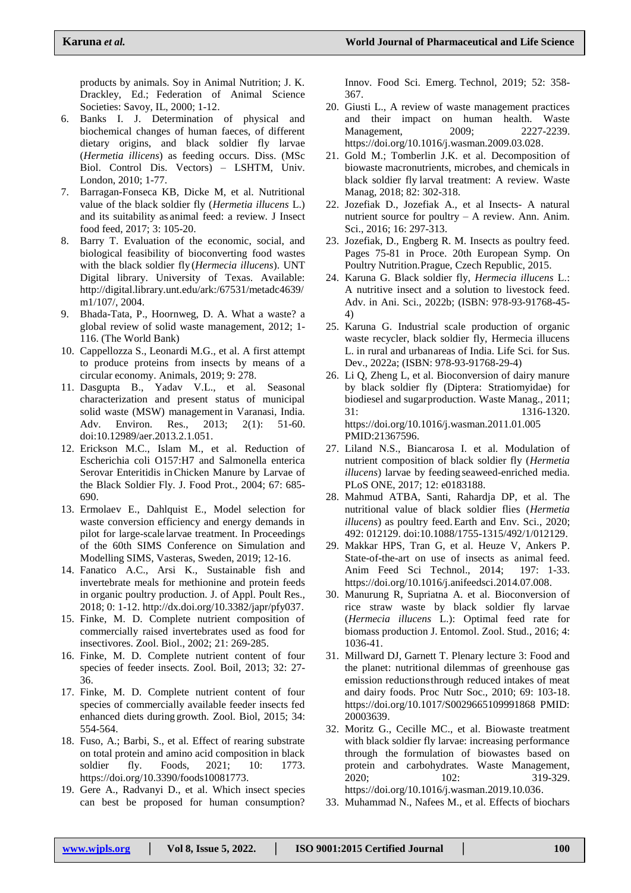products by animals. Soy in Animal Nutrition; J. K. Drackley, Ed.; Federation of Animal Science Societies: Savoy, IL, 2000; 1-12.

6. Banks I. J. Determination of physical and biochemical changes of human faeces, of different dietary origins, and black soldier fly larvae (*Hermetia illicens*) as feeding occurs. Diss. (MSc Biol. Control Dis. Vectors) – LSHTM, Univ. London, 2010; 1-77.
7. Barragan-Fonseca KB, Dicke M, et al. Nutritional value of the black soldier fly (*Hermetia illucens* L.) and its suitability as animal feed: a review. J Insect food feed, 2017; 3: 105-20.
8. Barry T. Evaluation of the economic, social, and biological feasibility of bioconverting food wastes with the black soldier fly (*Hermecia illucens*). UNT Digital library. University of Texas. Available: http://digital.library.unt.edu/ark:/67531/metadc4639/m1/107/, 2004.
9. Bhada-Tata, P., Hoornweg, D. A. What a waste? a global review of solid waste management, 2012; 1-116. (The World Bank)
10. Cappellozza S., Leonardi M.G., et al. A first attempt to produce proteins from insects by means of a circular economy. Animals, 2019; 9: 278.
11. Dasgupta B., Yadav V.L., et al. Seasonal characterization and present status of municipal solid waste (MSW) management in Varanasi, India. Adv. Environ. Res., 2013; 2(1): 51-60. doi:10.12989/aer.2013.2.1.051.
12. Erickson M.C., Islam M., et al. Reduction of Escherichia coli O157:H7 and Salmonella enterica Serovar Enteritidis in Chicken Manure by Larvae of the Black Soldier Fly. J. Food Prot., 2004; 67: 685-690.
13. Ermolaev E., Dahlquist E., Model selection for waste conversion efficiency and energy demands in pilot for large-scale larvae treatment. In Proceedings of the 60th SIMS Conference on Simulation and Modelling SIMS, Vasteras, Sweden, 2019; 12-16.
14. Fanatico A.C., Arsi K., Sustainable fish and invertebrate meals for methionine and protein feeds in organic poultry production. J. of Appl. Poult Res., 2018; 0: 1-12. http://dx.doi.org/10.3382/japr/pfy037.
15. Finke, M. D. Complete nutrient composition of commercially raised invertebrates used as food for insectivores. Zool. Biol., 2002; 21: 269-285.
16. Finke, M. D. Complete nutrient content of four species of feeder insects. Zool. Boil, 2013; 32: 27-36.
17. Finke, M. D. Complete nutrient content of four species of commercially available feeder insects fed enhanced diets during growth. Zool. Biol, 2015; 34: 554-564.
18. Fuso, A.; Barbi, S., et al. Effect of rearing substrate on total protein and amino acid composition in black soldier fly. Foods, 2021; 10: 1773. https://doi.org/10.3390/foods10081773.
19. Gere A., Radvanyi D., et al. Which insect species can best be proposed for human consumption? Innov. Food Sci. Emerg. Technol, 2019; 52: 358-367.
20. Giusti L., A review of waste management practices and their impact on human health. Waste Management, 2009; 2227-2239. https://doi.org/10.1016/j.wasman.2009.03.028.
21. Gold M.; Tomberlin J.K. et al. Decomposition of biowaste macronutrients, microbes, and chemicals in black soldier fly larval treatment: A review. Waste Manag, 2018; 82: 302-318.
22. Jozefiak D., Jozefiak A., et al Insects- A natural nutrient source for poultry – A review. Ann. Anim. Sci., 2016; 16: 297-313.
23. Jozefiak, D., Engberg R. M. Insects as poultry feed. Pages 75-81 in Proce. 20th European Symp. On Poultry Nutrition. Prague, Czech Republic, 2015.
24. Karuna G. Black soldier fly, *Hermecia illucens* L.: A nutritive insect and a solution to livestock feed. Adv. in Ani. Sci., 2022b; (ISBN: 978-93-91768-45-4)
25. Karuna G. Industrial scale production of organic waste recycler, black soldier fly, Hermecia illucens L. in rural and urban areas of India. Life Sci. for Sus. Dev., 2022a; (ISBN: 978-93-91768-29-4)
26. Li Q, Zheng L, et al. Bioconversion of dairy manure by black soldier fly (Diptera: Stratiomyidae) for biodiesel and sugar production. Waste Manag., 2011; 31: 1316-1320. https://doi.org/10.1016/j.wasman.2011.01.005 PMID:21367596.
27. Liland N.S., Biancarosa I. et al. Modulation of nutrient composition of black soldier fly (*Hermetia illucens*) larvae by feeding seaweed-enriched media. PLoS ONE, 2017; 12: e0183188.
28. Mahmud ATBA, Santi, Rahardja DP, et al. The nutritional value of black soldier flies (*Hermetia illucens*) as poultry feed. Earth and Env. Sci., 2020; 492: 012129. doi:10.1088/1755-1315/492/1/012129.
29. Makkar HPS, Tran G, et al. Heuze V, Ankers P. State-of-the-art on use of insects as animal feed. Anim Feed Sci Technol., 2014; 197: 1-33. https://doi.org/10.1016/j.anifeedsci.2014.07.008.
30. Manurung R, Supriatna A. et al. Bioconversion of rice straw waste by black soldier fly larvae (*Hermecia illucens* L.): Optimal feed rate for biomass production J. Entomol. Zool. Stud., 2016; 4: 1036-41.
31. Millward DJ, Garnett T. Plenary lecture 3: Food and the planet: nutritional dilemmas of greenhouse gas emission reductions through reduced intakes of meat and dairy foods. Proc Nutr Soc., 2010; 69: 103-18. https://doi.org/10.1017/S0029665109991868 PMID: 20003639.
32. Moritz G., Cecille MC., et al. Biowaste treatment with black soldier fly larvae: increasing performance through the formulation of biowastes based on protein and carbohydrates. Waste Management, 2020; 102: 319-329. https://doi.org/10.1016/j.wasman.2019.10.036.
33. Muhammad N., Nafees M., et al. Effects of biochars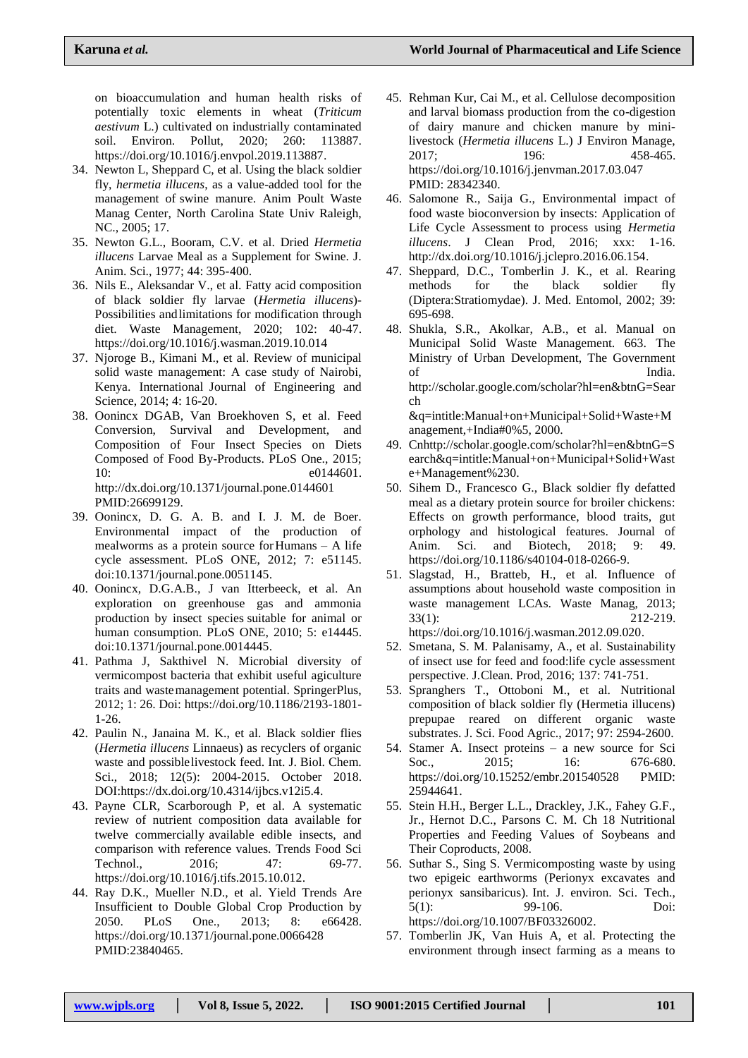on bioaccumulation and human health risks of potentially toxic elements in wheat (*Triticum aestivum* L.) cultivated on industrially contaminated soil. Environ. Pollut, 2020; 260: 113887. https://doi.org/10.1016/j.envpol.2019.113887.

34. Newton L, Sheppard C, et al. Using the black soldier fly, *hermetia illucens*, as a value-added tool for the management of swine manure. Anim Poult Waste Manag Center, North Carolina State Univ Raleigh, NC., 2005; 17.
35. Newton G.L., Booram, C.V. et al. Dried *Hermetia illucens* Larvae Meal as a Supplement for Swine. J. Anim. Sci., 1977; 44: 395-400.
36. Nils E., Aleksandar V., et al. Fatty acid composition of black soldier fly larvae (*Hermetia illucens*)-Possibilities and limitations for modification through diet. Waste Management, 2020; 102: 40-47. https://doi.org/10.1016/j.wasman.2019.10.014
37. Njoroge B., Kimani M., et al. Review of municipal solid waste management: A case study of Nairobi, Kenya. International Journal of Engineering and Science, 2014; 4: 16-20.
38. Oonincx DGAB, Van Broekhoven S, et al. Feed Conversion, Survival and Development, and Composition of Four Insect Species on Diets Composed of Food By-Products. PLoS One., 2015; 10: e0144601. http://doi.org/10.1371/journal.pone.0144601 PMID:26699129.
39. Oonincx, D. G. A. B. and I. J. M. de Boer. Environmental impact of the production of mealworms as a protein source for Humans – A life cycle assessment. PLoS ONE, 2012; 7: e51145. doi:10.1371/journal.pone.0051145.
40. Oonincx, D.G.A.B., J van Itterbeeck, et al. An exploration on greenhouse gas and ammonia production by insect species suitable for animal or human consumption. PLoS ONE, 2010; 5: e14445. doi:10.1371/journal.pone.0014445.
41. Pathma J, Sakthivel N. Microbial diversity of vermicompost bacteria that exhibit useful agiculture traits and waste management potential. SpringerPlus, 2012; 1: 26. Doi: https://doi.org/10.1186/2193-1801-1-26.
42. Paulin N., Janaina M. K., et al. Black soldier flies (*Hermetia illucens* Linnaeus) as recyclers of organic waste and possible livestock feed. Int. J. Biol. Chem. Sci., 2018; 12(5): 2004-2015. October 2018. DOI:https://dx.doi.org/10.4314/ijbcs.v12i5.4.
43. Payne CLR, Scarborough P, et al. A systematic review of nutrient composition data available for twelve commercially available edible insects, and comparison with reference values. Trends Food Sci Technol., 2016; 47: 69-77. https://doi.org/10.1016/j.tifs.2015.10.012.
44. Ray D.K., Mueller N.D., et al. Yield Trends Are Insufficient to Double Global Crop Production by 2050. PLoS One., 2013; 8: e66428. https://doi.org/10.1371/journal.pone.0066428 PMID:23840465.
45. Rehman Kur, Cai M., et al. Cellulose decomposition and larval biomass production from the co-digestion of dairy manure and chicken manure by mini-livestock (*Hermetia illucens* L.) J Environ Manage, 2017; 196: 458-465. https://doi.org/10.1016/j.jenvman.2017.03.047 PMID: 28342340.
46. Salomone R., Saija G., Environmental impact of food waste bioconversion by insects: Application of Life Cycle Assessment to process using *Hermetia illucens*. J Clean Prod, 2016; xxx: 1-16. http://dx.doi.org/10.1016/j.jclepro.2016.06.154.
47. Sheppard, D.C., Tomberlin J. K., et al. Rearing methods for the black soldier fly (Diptera:Stratiomydae). J. Med. Entomol, 2002; 39: 695-698.
48. Shukla, S.R., Akolkar, A.B., et al. Manual on Municipal Solid Waste Management. 663. The Ministry of Urban Development, The Government of India. http://scholar.google.com/scholar?hl=en&btnG=Search&q=intitle:Manual+on+Municipal+Solid+Waste+Management,+India#0%5, 2000.
49. Cnhttp://scholar.google.com/scholar?hl=en&btnG=Search&q=intitle:Manual+on+Municipal+Solid+Waste+Management%230.
50. Sihem D., Francesco G., Black soldier fly defatted meal as a dietary protein source for broiler chickens: Effects on growth performance, blood traits, gut orphology and histological features. Journal of Anim. Sci. and Biotech, 2018; 9: 49. https://doi.org/10.1186/s40104-018-0266-9.
51. Slagstad, H., Bratteb, H., et al. Influence of assumptions about household waste composition in waste management LCAs. Waste Manag, 2013; 33(1): 212-219. https://doi.org/10.1016/j.wasman.2012.09.020.
52. Smetana, S. M. Palanisamy, A., et al. Sustainability of insect use for feed and food:life cycle assessment perspective. J.Clean. Prod, 2016; 137: 741-751.
53. Spranghers T., Ottoboni M., et al. Nutritional composition of black soldier fly (Hermetia illucens) prepupae reared on different organic waste substrates. J. Sci. Food Agric., 2017; 97: 2594-2600.
54. Stamer A. Insect proteins – a new source for Sci Soc., 2015; 16: 676-680. https://doi.org/10.15252/embr.201540528 PMID: 25944641.
55. Stein H.H., Berger L.L., Drackley, J.K., Fahey G.F., Jr., Hernot D.C., Parsons C. M. Ch 18 Nutritional Properties and Feeding Values of Soybeans and Their Coproducts, 2008.
56. Suthar S., Sing S. Vermicomposting waste by using two epigeic earthworms (Perionyx excavates and perionyx sansibaricus). Int. J. environ. Sci. Tech., 5(1): 99-106. Doi: https://doi.org/10.1007/BF03326002.
57. Tomberlin JK, Van Huis A, et al. Protecting the environment through insect farming as a means to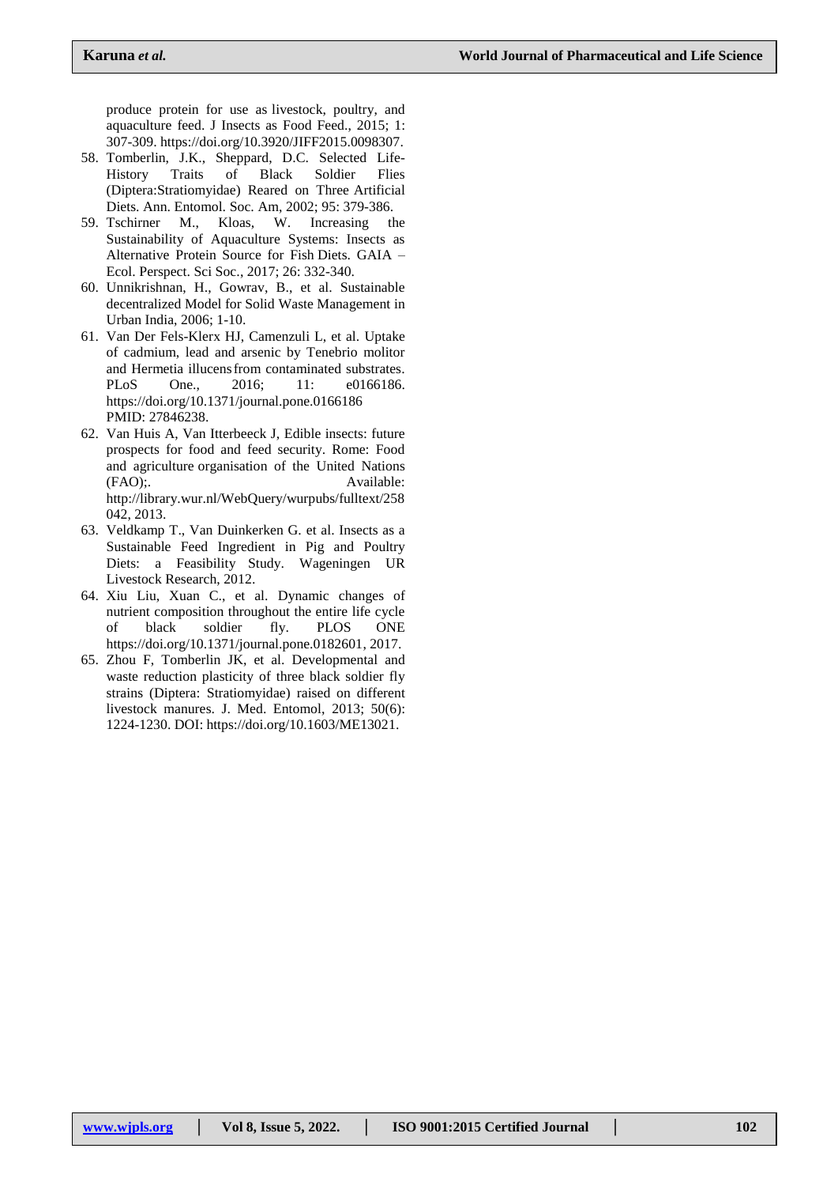produce protein for use as livestock, poultry, and aquaculture feed. J Insects as Food Feed., 2015; 1: 307-309. https://doi.org/10.3920/JIFF2015.0098307.

58. Tomberlin, J.K., Sheppard, D.C. Selected Life-History Traits of Black Soldier Flies (Diptera:Stratiomyidae) Reared on Three Artificial Diets. Ann. Entomol. Soc. Am, 2002; 95: 379-386.
59. Tschirner M., Kloas, W. Increasing the Sustainability of Aquaculture Systems: Insects as Alternative Protein Source for Fish Diets. GAIA – Ecol. Perspect. Sci Soc., 2017; 26: 332-340.
60. Unnikrishnan, H., Gowrav, B., et al. Sustainable decentralized Model for Solid Waste Management in Urban India, 2006; 1-10.
61. Van Der Fels-Klerx HJ, Camenzuli L, et al. Uptake of cadmium, lead and arsenic by Tenebrio molitor and Hermetia illucens from contaminated substrates. PLoS One., 2016; 11: e0166186. https://doi.org/10.1371/journal.pone.0166186 PMID: 27846238.
62. Van Huis A, Van Itterbeeck J, Edible insects: future prospects for food and feed security. Rome: Food and agriculture organisation of the United Nations (FAO);. Available: http://library.wur.nl/WebQuery/wurpubs/fulltext/258042, 2013.
63. Veldkamp T., Van Duinkerken G. et al. Insects as a Sustainable Feed Ingredient in Pig and Poultry Diets: a Feasibility Study. Wageningen UR Livestock Research, 2012.
64. Xiu Liu, Xuan C., et al. Dynamic changes of nutrient composition throughout the entire life cycle of black soldier fly. PLOS ONE https://doi.org/10.1371/journal.pone.0182601, 2017.
65. Zhou F, Tomberlin JK, et al. Developmental and waste reduction plasticity of three black soldier fly strains (Diptera: Stratiomyidae) raised on different livestock manures. J. Med. Entomol, 2013; 50(6): 1224-1230. DOI: https://doi.org/10.1603/ME13021.